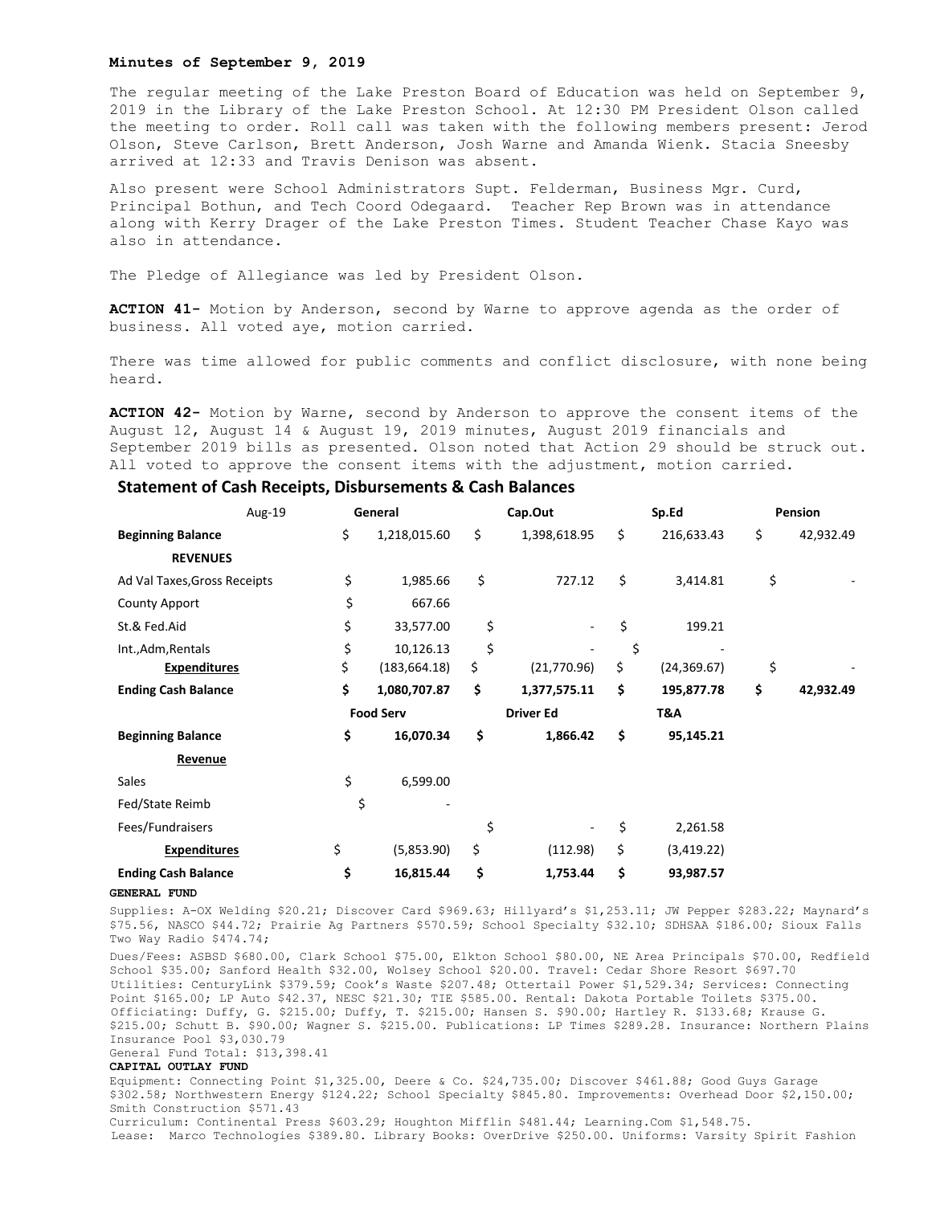**Minutes of September 9, 2019**

The regular meeting of the Lake Preston Board of Education was held on September 9, 2019 in the Library of the Lake Preston School. At 12:30 PM President Olson called the meeting to order. Roll call was taken with the following members present: Jerod Olson, Steve Carlson, Brett Anderson, Josh Warne and Amanda Wienk. Stacia Sneesby arrived at 12:33 and Travis Denison was absent.

Also present were School Administrators Supt. Felderman, Business Mgr. Curd, Principal Bothun, and Tech Coord Odegaard. Teacher Rep Brown was in attendance along with Kerry Drager of the Lake Preston Times. Student Teacher Chase Kayo was also in attendance.

The Pledge of Allegiance was led by President Olson.

**ACTION 41-** Motion by Anderson, second by Warne to approve agenda as the order of business. All voted aye, motion carried.

There was time allowed for public comments and conflict disclosure, with none being heard.

**ACTION 42-** Motion by Warne, second by Anderson to approve the consent items of the August 12, August 14 & August 19, 2019 minutes, August 2019 financials and September 2019 bills as presented. Olson noted that Action 29 should be struck out. All voted to approve the consent items with the adjustment, motion carried.

## Statement of Cash Receipts, Disbursements & Cash Balances

| Aug-19 | General | Cap.Out | Sp.Ed | Pension |
|---|---|---|---|---|
| **Beginning Balance** | $ 1,218,015.60 | $ 1,398,618.95 | $ 216,633.43 | $ 42,932.49 |
| **REVENUES** | | | | |
| Ad Val Taxes,Gross Receipts | $ 1,985.66 | $ 727.12 | $ 3,414.81 | $ - |
| County Apport | $ 667.66 | | | |
| St.& Fed.Aid | $ 33,577.00 | $ - | $ 199.21 | |
| Int.,Adm,Rentals | $ 10,126.13 | $ - | $ - | |
| **Expenditures** | $ (183,664.18) | $ (21,770.96) | $ (24,369.67) | $ - |
| **Ending Cash Balance** | **$ 1,080,707.87** | **$ 1,377,575.11** | **$ 195,877.78** | **$ 42,932.49** |
| | **Food Serv** | **Driver Ed** | **T&A** | |
| **Beginning Balance** | **$ 16,070.34** | **$ 1,866.42** | **$ 95,145.21** | |
| **Revenue** | | | | |
| Sales | $ 6,599.00 | | | |
| Fed/State Reimb | $ - | | | |
| Fees/Fundraisers | | $ - | $ 2,261.58 | |
| **Expenditures** | $ (5,853.90) | $ (112.98) | $ (3,419.22) | |
| **Ending Cash Balance** | **$ 16,815.44** | **$ 1,753.44** | **$ 93,987.57** | |

**GENERAL FUND**

Supplies: A-OX Welding $20.21; Discover Card $969.63; Hillyard's $1,253.11; JW Pepper $283.22; Maynard's $75.56, NASCO $44.72; Prairie Ag Partners $570.59; School Specialty $32.10; SDHSAA $186.00; Sioux Falls Two Way Radio $474.74;

Dues/Fees: ASBSD $680.00, Clark School $75.00, Elkton School $80.00, NE Area Principals $70.00, Redfield School $35.00; Sanford Health $32.00, Wolsey School $20.00. Travel: Cedar Shore Resort $697.70 Utilities: CenturyLink $379.59; Cook's Waste $207.48; Ottertail Power $1,529.34; Services: Connecting Point $165.00; LP Auto $42.37, NESC $21.30; TIE $585.00. Rental: Dakota Portable Toilets $375.00. Officiating: Duffy, G. $215.00; Duffy, T. $215.00; Hansen S. $90.00; Hartley R. $133.68; Krause G. $215.00; Schutt B. $90.00; Wagner S. $215.00. Publications: LP Times $289.28. Insurance: Northern Plains Insurance Pool $3,030.79

General Fund Total: $13,398.41

**CAPITAL OUTLAY FUND**

Equipment: Connecting Point $1,325.00, Deere & Co. $24,735.00; Discover $461.88; Good Guys Garage $302.58; Northwestern Energy $124.22; School Specialty $845.80. Improvements: Overhead Door $2,150.00; Smith Construction $571.43

Curriculum: Continental Press $603.29; Houghton Mifflin $481.44; Learning.Com $1,548.75.

Lease: Marco Technologies $389.80. Library Books: OverDrive $250.00. Uniforms: Varsity Spirit Fashion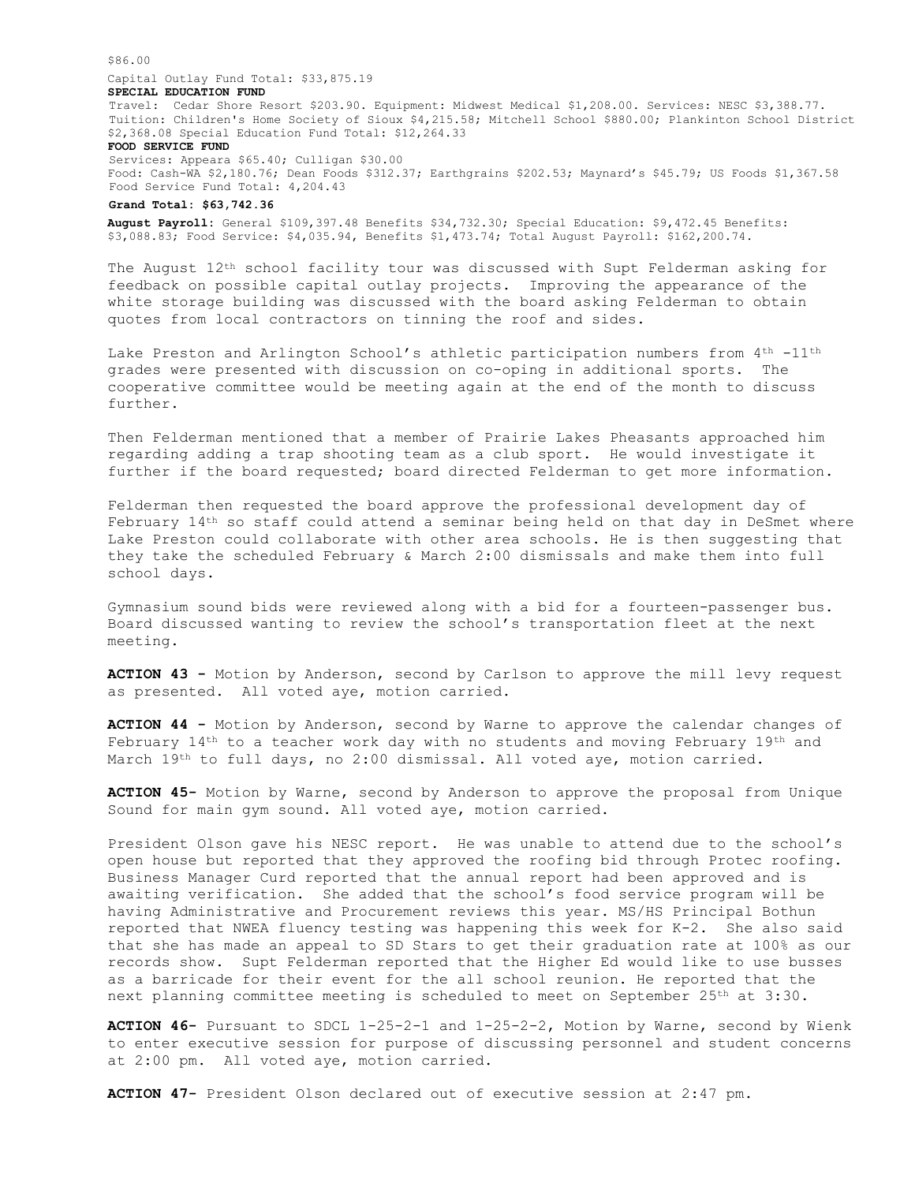$86.00

Capital Outlay Fund Total: $33,875.19

**SPECIAL EDUCATION FUND**

Travel: Cedar Shore Resort $203.90. Equipment: Midwest Medical $1,208.00. Services: NESC $3,388.77. Tuition: Children's Home Society of Sioux $4,215.58; Mitchell School $880.00; Plankinton School District $2,368.08 Special Education Fund Total: $12,264.33

**FOOD SERVICE FUND**

Services: Appeara $65.40; Culligan $30.00

Food: Cash-WA $2,180.76; Dean Foods $312.37; Earthgrains $202.53; Maynard's $45.79; US Foods $1,367.58 Food Service Fund Total: 4,204.43

**Grand Total: $63,742.36**

**August Payroll**: General $109,397.48 Benefits $34,732.30; Special Education: $9,472.45 Benefits: $3,088.83; Food Service: $4,035.94, Benefits $1,473.74; Total August Payroll: $162,200.74.

The August 12th school facility tour was discussed with Supt Felderman asking for feedback on possible capital outlay projects. Improving the appearance of the white storage building was discussed with the board asking Felderman to obtain quotes from local contractors on tinning the roof and sides.

Lake Preston and Arlington School's athletic participation numbers from 4th -11th grades were presented with discussion on co-oping in additional sports. The cooperative committee would be meeting again at the end of the month to discuss further.

Then Felderman mentioned that a member of Prairie Lakes Pheasants approached him regarding adding a trap shooting team as a club sport. He would investigate it further if the board requested; board directed Felderman to get more information.

Felderman then requested the board approve the professional development day of February 14th so staff could attend a seminar being held on that day in DeSmet where Lake Preston could collaborate with other area schools. He is then suggesting that they take the scheduled February & March 2:00 dismissals and make them into full school days.

Gymnasium sound bids were reviewed along with a bid for a fourteen-passenger bus. Board discussed wanting to review the school's transportation fleet at the next meeting.

**ACTION 43 -** Motion by Anderson, second by Carlson to approve the mill levy request as presented. All voted aye, motion carried.

**ACTION 44 -** Motion by Anderson, second by Warne to approve the calendar changes of February 14th to a teacher work day with no students and moving February 19th and March 19th to full days, no 2:00 dismissal. All voted aye, motion carried.

**ACTION 45-** Motion by Warne, second by Anderson to approve the proposal from Unique Sound for main gym sound. All voted aye, motion carried.

President Olson gave his NESC report. He was unable to attend due to the school's open house but reported that they approved the roofing bid through Protec roofing. Business Manager Curd reported that the annual report had been approved and is awaiting verification. She added that the school's food service program will be having Administrative and Procurement reviews this year. MS/HS Principal Bothun reported that NWEA fluency testing was happening this week for K-2. She also said that she has made an appeal to SD Stars to get their graduation rate at 100% as our records show. Supt Felderman reported that the Higher Ed would like to use busses as a barricade for their event for the all school reunion. He reported that the next planning committee meeting is scheduled to meet on September 25th at 3:30.

**ACTION 46-** Pursuant to SDCL 1-25-2-1 and 1-25-2-2, Motion by Warne, second by Wienk to enter executive session for purpose of discussing personnel and student concerns at 2:00 pm. All voted aye, motion carried.

**ACTION 47-** President Olson declared out of executive session at 2:47 pm.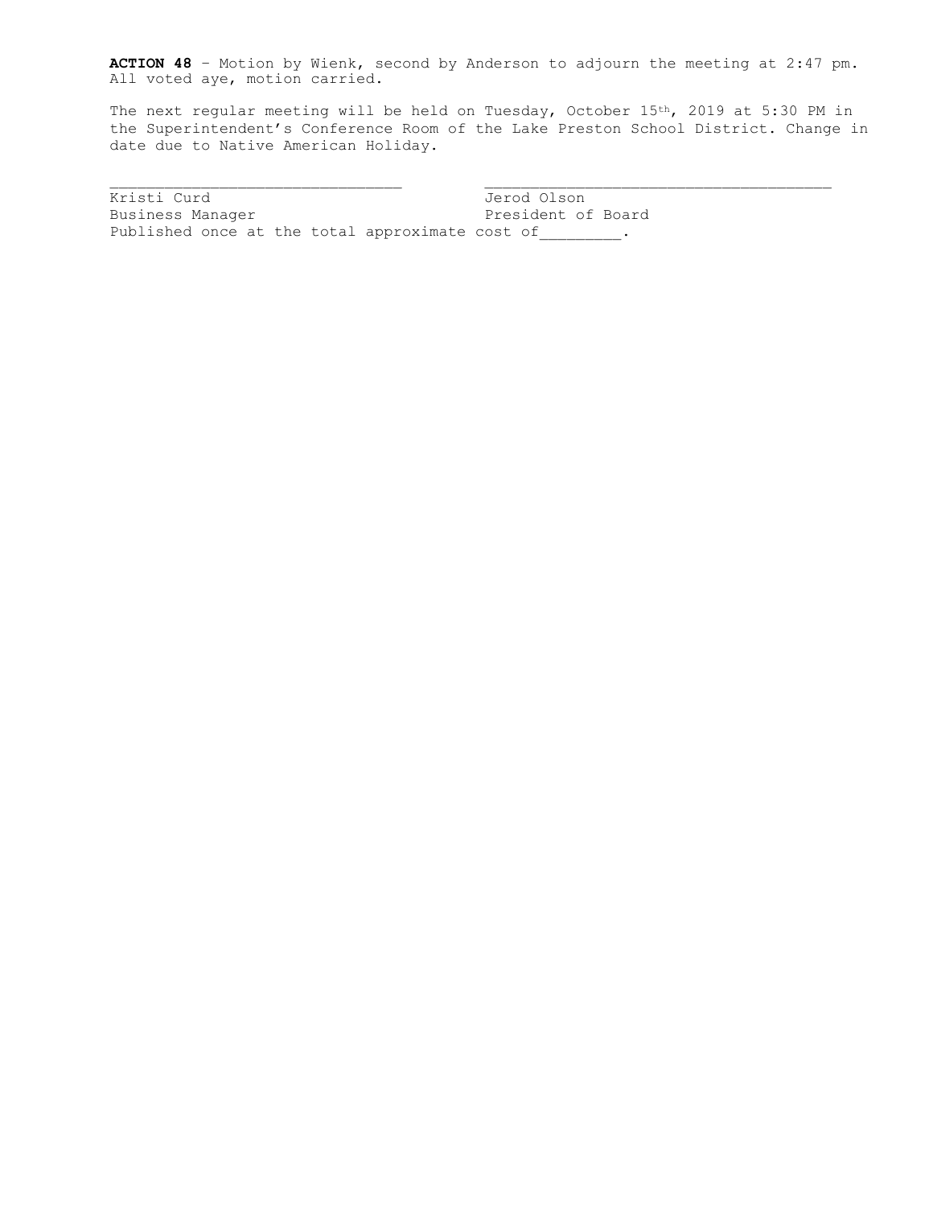**ACTION 48** – Motion by Wienk, second by Anderson to adjourn the meeting at 2:47 pm. All voted aye, motion carried.

The next regular meeting will be held on Tuesday, October 15th, 2019 at 5:30 PM in the Superintendent's Conference Room of the Lake Preston School District. Change in date due to Native American Holiday.

________________________________          ______________________________________

Kristi Curd          Jerod Olson
Business Manager          President of Board
Published once at the total approximate cost of_________.